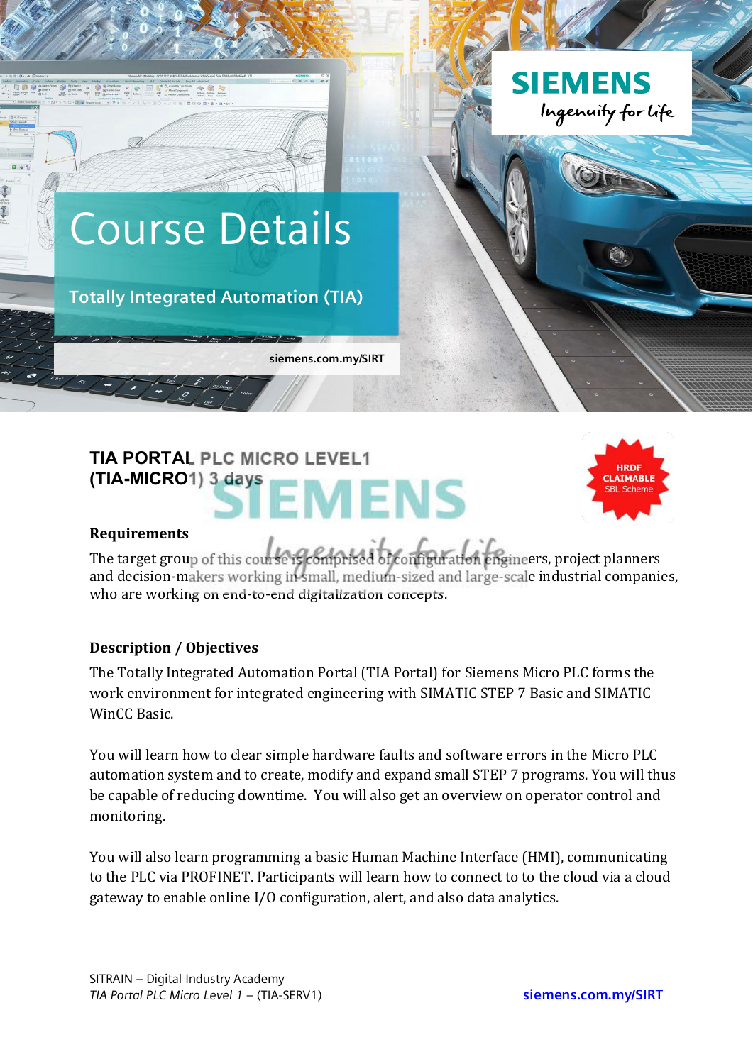SIEMENS
Ingenuity for life

# Course Details

## Totally Integrated Automation (TIA)

siemens.com.my/SIRT

### TIA PORTAL PLC MICRO LEVEL1 (TIA-MICRO1) 3 days

HRDF CLAIMABLE SBL Scheme

### Requirements

The target group of this course is comprised of configuration engineers, project planners and decision-makers working in small, medium-sized and large-scale industrial companies, who are working on end-to-end digitalization concepts.

### Description / Objectives

The Totally Integrated Automation Portal (TIA Portal) for Siemens Micro PLC forms the work environment for integrated engineering with SIMATIC STEP 7 Basic and SIMATIC WinCC Basic.

You will learn how to clear simple hardware faults and software errors in the Micro PLC automation system and to create, modify and expand small STEP 7 programs. You will thus be capable of reducing downtime. You will also get an overview on operator control and monitoring.

You will also learn programming a basic Human Machine Interface (HMI), communicating to the PLC via PROFINET. Participants will learn how to connect to to the cloud via a cloud gateway to enable online I/O configuration, alert, and also data analytics.

SITRAIN – Digital Industry Academy
*TIA Portal PLC Micro Level 1* – (TIA-SERV1)

siemens.com.my/SIRT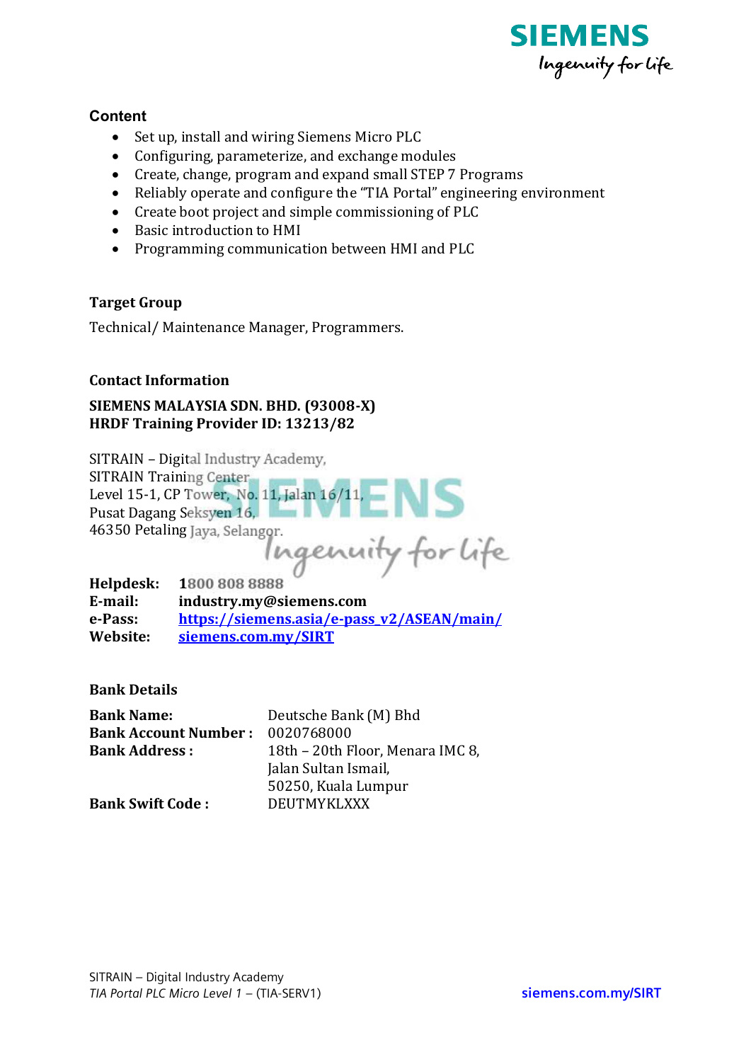## Content

- Set up, install and wiring Siemens Micro PLC
- Configuring, parameterize, and exchange modules
- Create, change, program and expand small STEP 7 Programs
- Reliably operate and configure the "TIA Portal" engineering environment
- Create boot project and simple commissioning of PLC
- Basic introduction to HMI
- Programming communication between HMI and PLC

## Target Group

Technical/ Maintenance Manager, Programmers.

## Contact Information

**SIEMENS MALAYSIA SDN. BHD. (93008-X)**
**HRDF Training Provider ID: 13213/82**

SITRAIN – Digital Industry Academy,
SITRAIN Training Center
Level 15-1, CP Tower, No. 11, Jalan 16/11,
Pusat Dagang Seksyen 16,
46350 Petaling Jaya, Selangor.

**Helpdesk:** 1800 808 8888
**E-mail:** industry.my@siemens.com
**e-Pass:** https://siemens.asia/e-pass_v2/ASEAN/main/
**Website:** siemens.com.my/SIRT

## Bank Details

**Bank Name:** Deutsche Bank (M) Bhd
**Bank Account Number :** 0020768000
**Bank Address :** 18th – 20th Floor, Menara IMC 8, Jalan Sultan Ismail, 50250, Kuala Lumpur
**Bank Swift Code :** DEUTMYKLXXX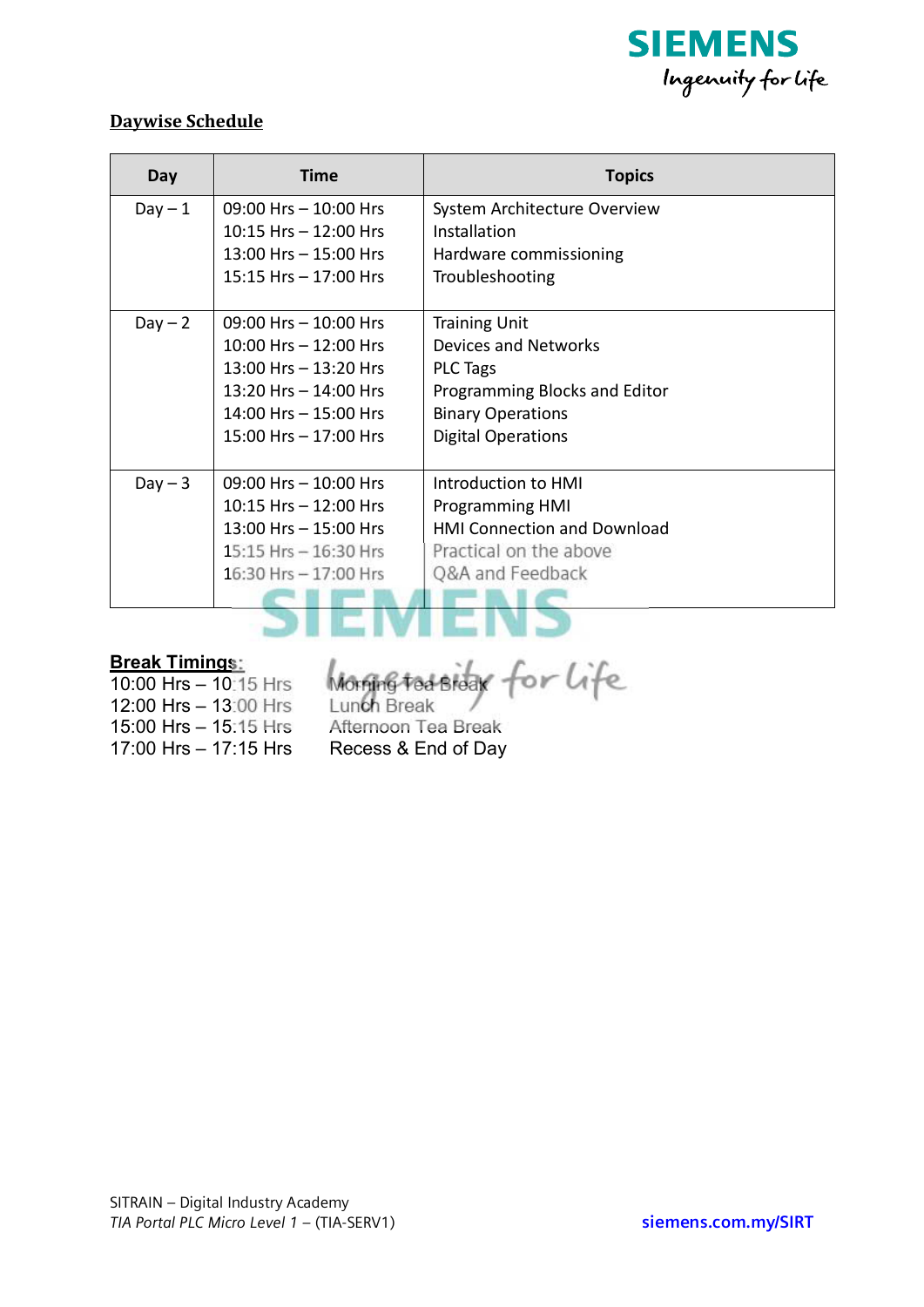## Daywise Schedule

| Day | Time | Topics |
|---|---|---|
| Day – 1 | 09:00 Hrs – 10:00 Hrs<br>10:15 Hrs – 12:00 Hrs<br>13:00 Hrs – 15:00 Hrs<br>15:15 Hrs – 17:00 Hrs | System Architecture Overview<br>Installation<br>Hardware commissioning<br>Troubleshooting |
| Day – 2 | 09:00 Hrs – 10:00 Hrs<br>10:00 Hrs – 12:00 Hrs<br>13:00 Hrs – 13:20 Hrs<br>13:20 Hrs – 14:00 Hrs<br>14:00 Hrs – 15:00 Hrs<br>15:00 Hrs – 17:00 Hrs | Training Unit<br>Devices and Networks<br>PLC Tags<br>Programming Blocks and Editor<br>Binary Operations<br>Digital Operations |
| Day – 3 | 09:00 Hrs – 10:00 Hrs<br>10:15 Hrs – 12:00 Hrs<br>13:00 Hrs – 15:00 Hrs<br>15:15 Hrs – 16:30 Hrs<br>16:30 Hrs – 17:00 Hrs | Introduction to HMI<br>Programming HMI<br>HMI Connection and Download<br>Practical on the above<br>Q&A and Feedback |

**Break Timings:**

| | |
|---|---|
| 10:00 Hrs – 10:15 Hrs | Morning Tea Break |
| 12:00 Hrs – 13:00 Hrs | Lunch Break |
| 15:00 Hrs – 15:15 Hrs | Afternoon Tea Break |
| 17:00 Hrs – 17:15 Hrs | Recess & End of Day |

SITRAIN – Digital Industry Academy
*TIA Portal PLC Micro Level 1* – (TIA-SERV1)

siemens.com.my/SIRT